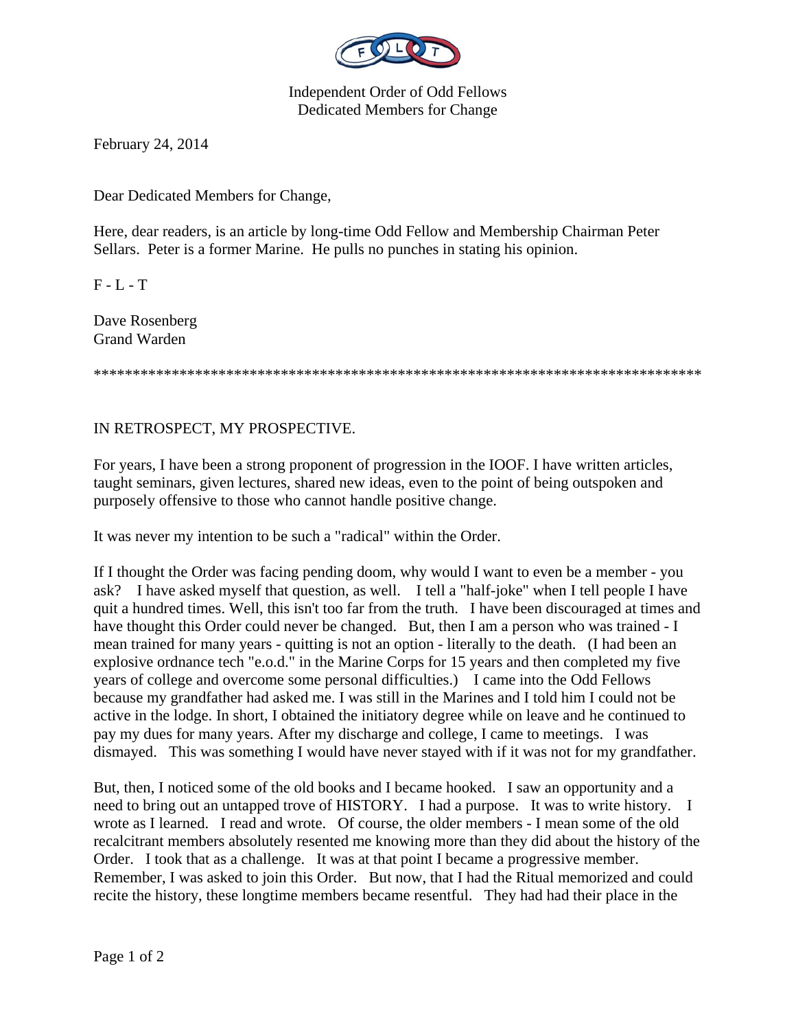Independent Order of Odd Fellows
Dedicated Members for Change

February 24, 2014

Dear Dedicated Members for Change,

Here, dear readers, is an article by long-time Odd Fellow and Membership Chairman Peter Sellars. Peter is a former Marine. He pulls no punches in stating his opinion.

F - L - T

Dave Rosenberg
Grand Warden

*******************************************************************************

IN RETROSPECT, MY PROSPECTIVE.

For years, I have been a strong proponent of progression in the IOOF. I have written articles, taught seminars, given lectures, shared new ideas, even to the point of being outspoken and purposely offensive to those who cannot handle positive change.

It was never my intention to be such a "radical" within the Order.

If I thought the Order was facing pending doom, why would I want to even be a member - you ask? I have asked myself that question, as well. I tell a "half-joke" when I tell people I have quit a hundred times. Well, this isn't too far from the truth. I have been discouraged at times and have thought this Order could never be changed. But, then I am a person who was trained - I mean trained for many years - quitting is not an option - literally to the death. (I had been an explosive ordnance tech "e.o.d." in the Marine Corps for 15 years and then completed my five years of college and overcome some personal difficulties.) I came into the Odd Fellows because my grandfather had asked me. I was still in the Marines and I told him I could not be active in the lodge. In short, I obtained the initiatory degree while on leave and he continued to pay my dues for many years. After my discharge and college, I came to meetings. I was dismayed. This was something I would have never stayed with if it was not for my grandfather.

But, then, I noticed some of the old books and I became hooked. I saw an opportunity and a need to bring out an untapped trove of HISTORY. I had a purpose. It was to write history. I wrote as I learned. I read and wrote. Of course, the older members - I mean some of the old recalcitrant members absolutely resented me knowing more than they did about the history of the Order. I took that as a challenge. It was at that point I became a progressive member. Remember, I was asked to join this Order. But now, that I had the Ritual memorized and could recite the history, these longtime members became resentful. They had had their place in the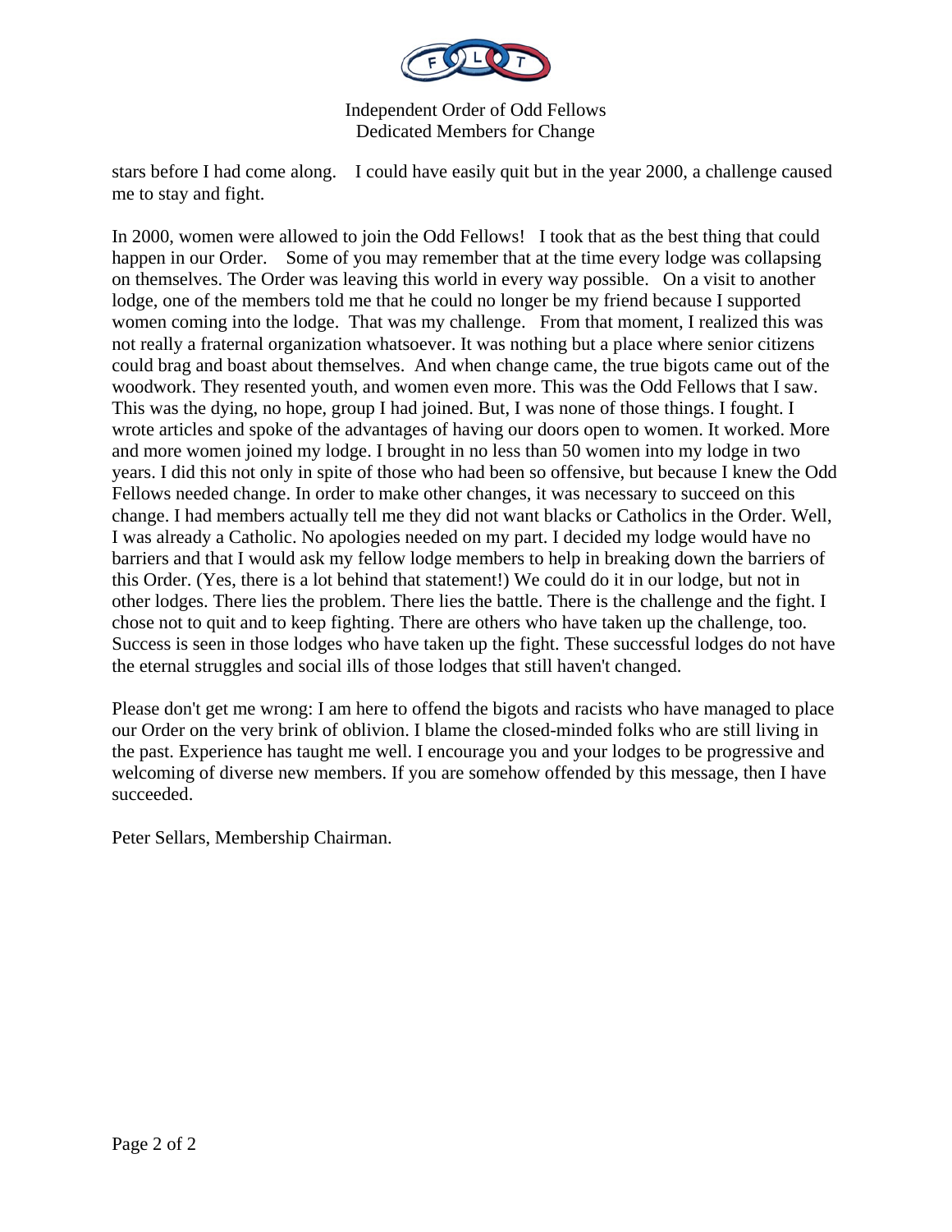stars before I had come along. I could have easily quit but in the year 2000, a challenge caused me to stay and fight.

In 2000, women were allowed to join the Odd Fellows! I took that as the best thing that could happen in our Order. Some of you may remember that at the time every lodge was collapsing on themselves. The Order was leaving this world in every way possible. On a visit to another lodge, one of the members told me that he could no longer be my friend because I supported women coming into the lodge. That was my challenge. From that moment, I realized this was not really a fraternal organization whatsoever. It was nothing but a place where senior citizens could brag and boast about themselves. And when change came, the true bigots came out of the woodwork. They resented youth, and women even more. This was the Odd Fellows that I saw. This was the dying, no hope, group I had joined. But, I was none of those things. I fought. I wrote articles and spoke of the advantages of having our doors open to women. It worked. More and more women joined my lodge. I brought in no less than 50 women into my lodge in two years. I did this not only in spite of those who had been so offensive, but because I knew the Odd Fellows needed change. In order to make other changes, it was necessary to succeed on this change. I had members actually tell me they did not want blacks or Catholics in the Order. Well, I was already a Catholic. No apologies needed on my part. I decided my lodge would have no barriers and that I would ask my fellow lodge members to help in breaking down the barriers of this Order. (Yes, there is a lot behind that statement!) We could do it in our lodge, but not in other lodges. There lies the problem. There lies the battle. There is the challenge and the fight. I chose not to quit and to keep fighting. There are others who have taken up the challenge, too. Success is seen in those lodges who have taken up the fight. These successful lodges do not have the eternal struggles and social ills of those lodges that still haven't changed.

Please don't get me wrong: I am here to offend the bigots and racists who have managed to place our Order on the very brink of oblivion. I blame the closed-minded folks who are still living in the past. Experience has taught me well. I encourage you and your lodges to be progressive and welcoming of diverse new members. If you are somehow offended by this message, then I have succeeded.

Peter Sellars, Membership Chairman.